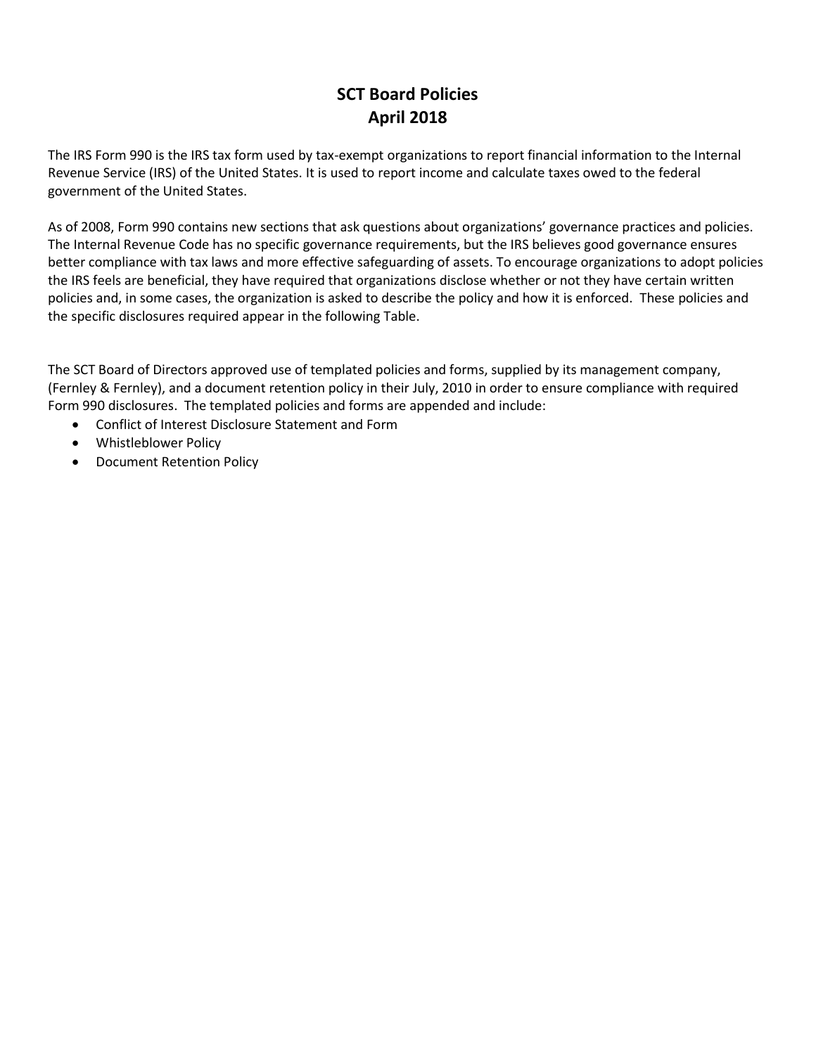# SCT Board Policies
# April 2018

The IRS Form 990 is the IRS tax form used by tax-exempt organizations to report financial information to the Internal Revenue Service (IRS) of the United States. It is used to report income and calculate taxes owed to the federal government of the United States.

As of 2008, Form 990 contains new sections that ask questions about organizations' governance practices and policies. The Internal Revenue Code has no specific governance requirements, but the IRS believes good governance ensures better compliance with tax laws and more effective safeguarding of assets. To encourage organizations to adopt policies the IRS feels are beneficial, they have required that organizations disclose whether or not they have certain written policies and, in some cases, the organization is asked to describe the policy and how it is enforced. These policies and the specific disclosures required appear in the following Table.

The SCT Board of Directors approved use of templated policies and forms, supplied by its management company, (Fernley & Fernley), and a document retention policy in their July, 2010 in order to ensure compliance with required Form 990 disclosures. The templated policies and forms are appended and include:

- Conflict of Interest Disclosure Statement and Form
- Whistleblower Policy
- Document Retention Policy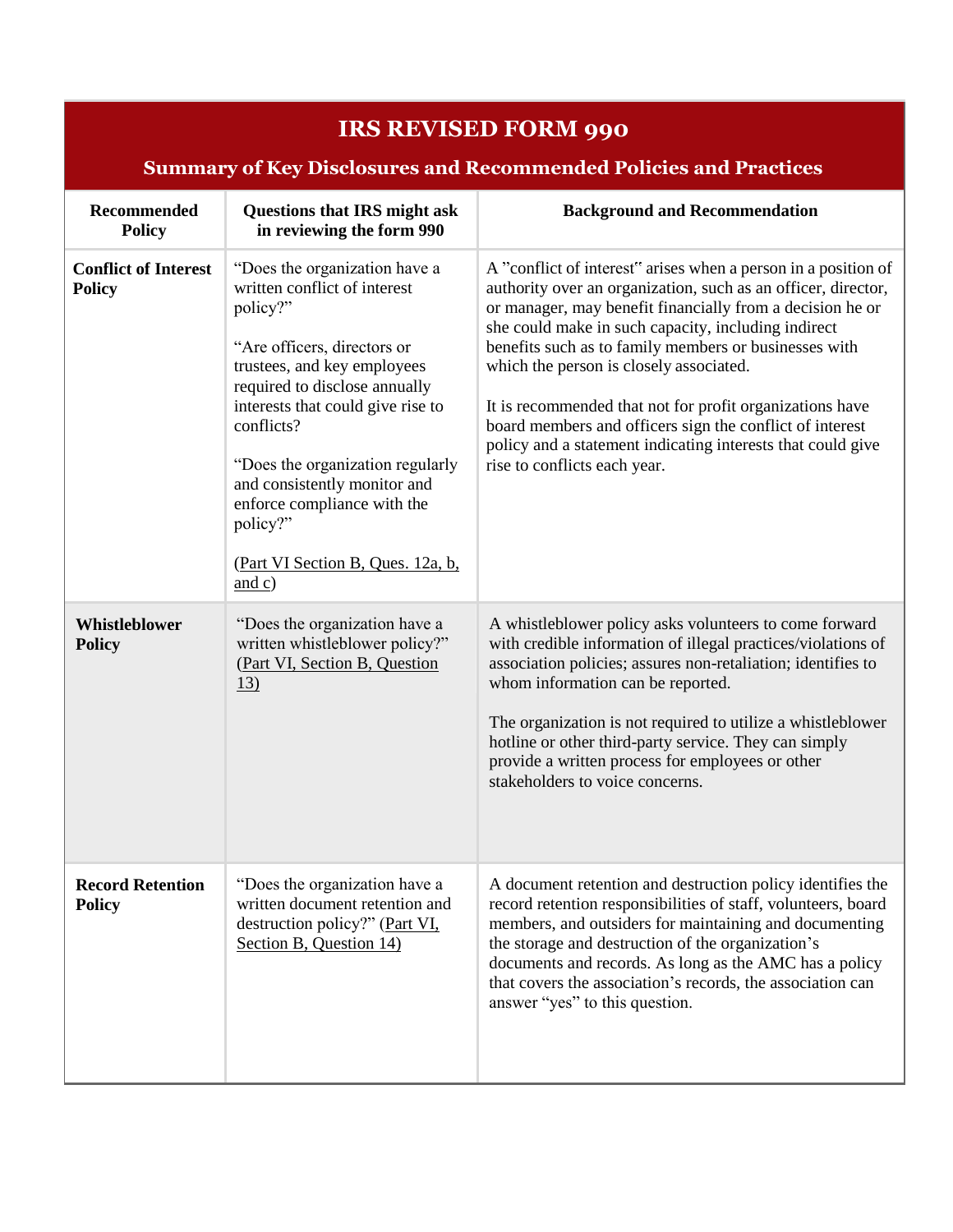# IRS REVISED FORM 990

## Summary of Key Disclosures and Recommended Policies and Practices

| Recommended Policy | Questions that IRS might ask in reviewing the form 990 | Background and Recommendation |
|---|---|---|
| **Conflict of Interest Policy** | "Does the organization have a written conflict of interest policy?"<br><br>"Are officers, directors or trustees, and key employees required to disclose annually interests that could give rise to conflicts?<br><br>"Does the organization regularly and consistently monitor and enforce compliance with the policy?"<br><br>(Part VI Section B, Ques. 12a, b, and c) | A "conflict of interest" arises when a person in a position of authority over an organization, such as an officer, director, or manager, may benefit financially from a decision he or she could make in such capacity, including indirect benefits such as to family members or businesses with which the person is closely associated.<br><br>It is recommended that not for profit organizations have board members and officers sign the conflict of interest policy and a statement indicating interests that could give rise to conflicts each year. |
| **Whistleblower Policy** | "Does the organization have a written whistleblower policy?" (Part VI, Section B, Question 13) | A whistleblower policy asks volunteers to come forward with credible information of illegal practices/violations of association policies; assures non-retaliation; identifies to whom information can be reported.<br><br>The organization is not required to utilize a whistleblower hotline or other third-party service. They can simply provide a written process for employees or other stakeholders to voice concerns. |
| **Record Retention Policy** | "Does the organization have a written document retention and destruction policy?" (Part VI, Section B, Question 14) | A document retention and destruction policy identifies the record retention responsibilities of staff, volunteers, board members, and outsiders for maintaining and documenting the storage and destruction of the organization's documents and records. As long as the AMC has a policy that covers the association's records, the association can answer "yes" to this question. |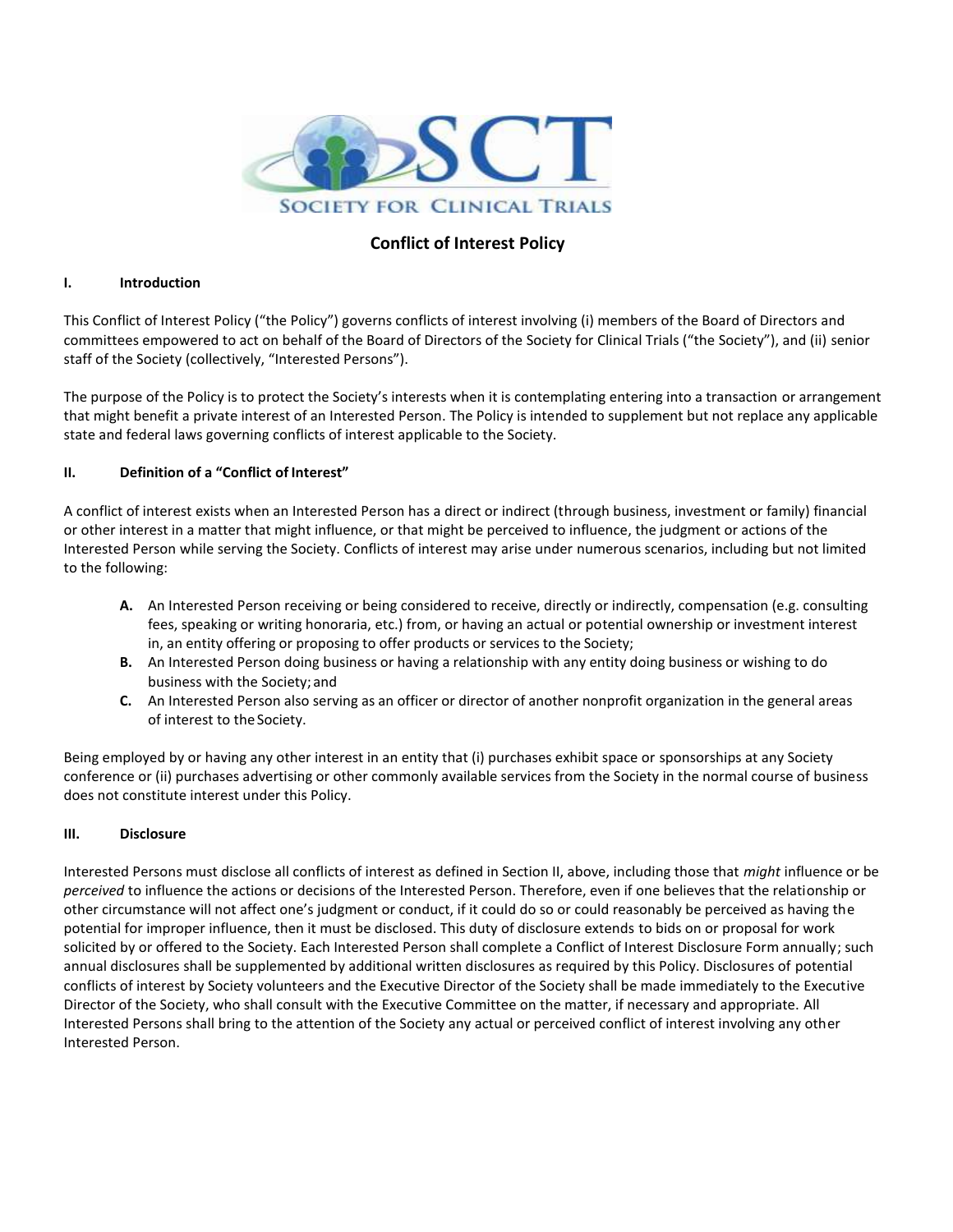# Conflict of Interest Policy

## I. Introduction

This Conflict of Interest Policy ("the Policy") governs conflicts of interest involving (i) members of the Board of Directors and committees empowered to act on behalf of the Board of Directors of the Society for Clinical Trials ("the Society"), and (ii) senior staff of the Society (collectively, "Interested Persons").

The purpose of the Policy is to protect the Society's interests when it is contemplating entering into a transaction or arrangement that might benefit a private interest of an Interested Person. The Policy is intended to supplement but not replace any applicable state and federal laws governing conflicts of interest applicable to the Society.

## II. Definition of a "Conflict of Interest"

A conflict of interest exists when an Interested Person has a direct or indirect (through business, investment or family) financial or other interest in a matter that might influence, or that might be perceived to influence, the judgment or actions of the Interested Person while serving the Society. Conflicts of interest may arise under numerous scenarios, including but not limited to the following:

- **A.** An Interested Person receiving or being considered to receive, directly or indirectly, compensation (e.g. consulting fees, speaking or writing honoraria, etc.) from, or having an actual or potential ownership or investment interest in, an entity offering or proposing to offer products or services to the Society;
- **B.** An Interested Person doing business or having a relationship with any entity doing business or wishing to do business with the Society; and
- **C.** An Interested Person also serving as an officer or director of another nonprofit organization in the general areas of interest to the Society.

Being employed by or having any other interest in an entity that (i) purchases exhibit space or sponsorships at any Society conference or (ii) purchases advertising or other commonly available services from the Society in the normal course of business does not constitute interest under this Policy.

## III. Disclosure

Interested Persons must disclose all conflicts of interest as defined in Section II, above, including those that *might* influence or be *perceived* to influence the actions or decisions of the Interested Person. Therefore, even if one believes that the relationship or other circumstance will not affect one's judgment or conduct, if it could do so or could reasonably be perceived as having the potential for improper influence, then it must be disclosed. This duty of disclosure extends to bids on or proposal for work solicited by or offered to the Society. Each Interested Person shall complete a Conflict of Interest Disclosure Form annually; such annual disclosures shall be supplemented by additional written disclosures as required by this Policy. Disclosures of potential conflicts of interest by Society volunteers and the Executive Director of the Society shall be made immediately to the Executive Director of the Society, who shall consult with the Executive Committee on the matter, if necessary and appropriate. All Interested Persons shall bring to the attention of the Society any actual or perceived conflict of interest involving any other Interested Person.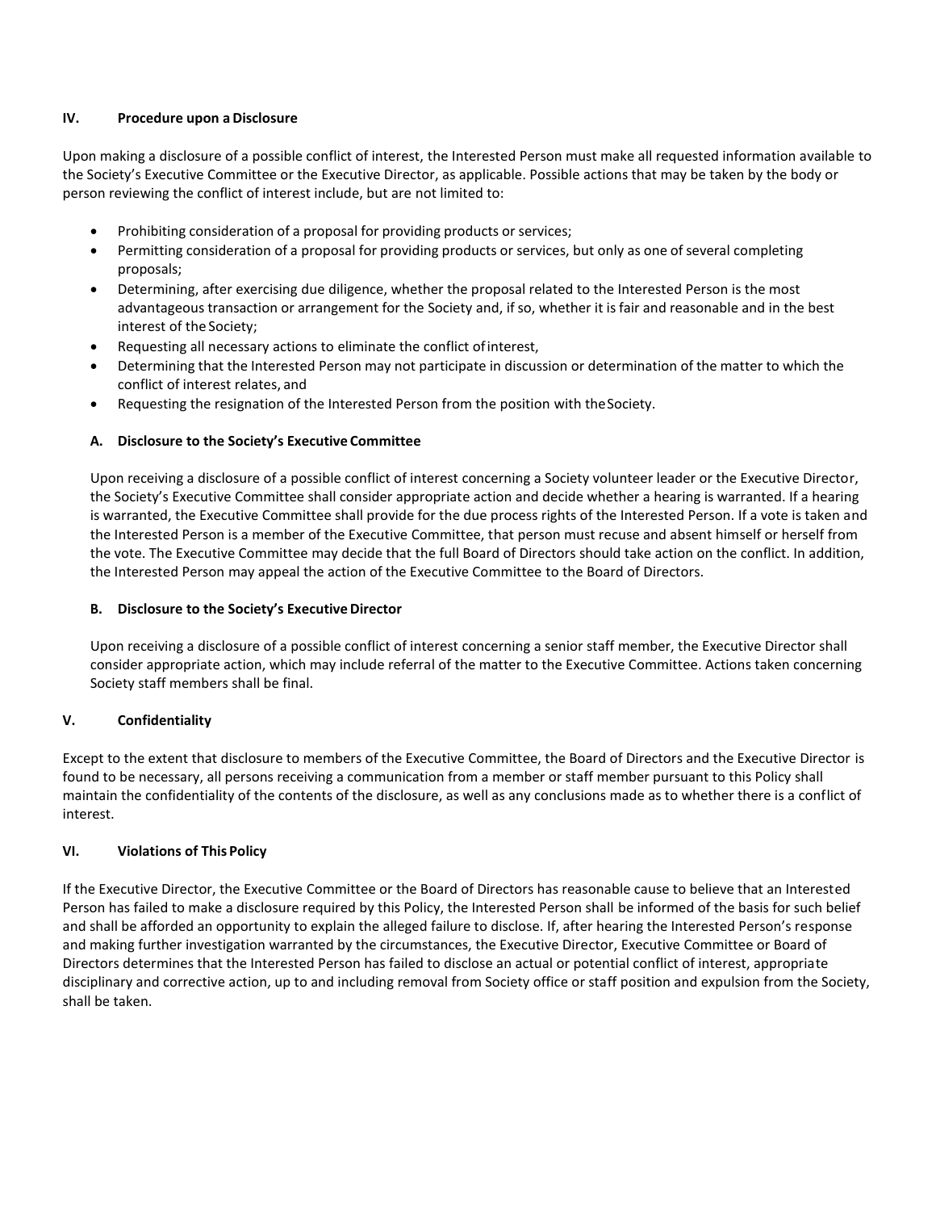## IV. Procedure upon a Disclosure

Upon making a disclosure of a possible conflict of interest, the Interested Person must make all requested information available to the Society's Executive Committee or the Executive Director, as applicable. Possible actions that may be taken by the body or person reviewing the conflict of interest include, but are not limited to:

- Prohibiting consideration of a proposal for providing products or services;
- Permitting consideration of a proposal for providing products or services, but only as one of several completing proposals;
- Determining, after exercising due diligence, whether the proposal related to the Interested Person is the most advantageous transaction or arrangement for the Society and, if so, whether it is fair and reasonable and in the best interest of the Society;
- Requesting all necessary actions to eliminate the conflict of interest,
- Determining that the Interested Person may not participate in discussion or determination of the matter to which the conflict of interest relates, and
- Requesting the resignation of the Interested Person from the position with the Society.

### A. Disclosure to the Society's Executive Committee

Upon receiving a disclosure of a possible conflict of interest concerning a Society volunteer leader or the Executive Director, the Society's Executive Committee shall consider appropriate action and decide whether a hearing is warranted. If a hearing is warranted, the Executive Committee shall provide for the due process rights of the Interested Person. If a vote is taken and the Interested Person is a member of the Executive Committee, that person must recuse and absent himself or herself from the vote. The Executive Committee may decide that the full Board of Directors should take action on the conflict. In addition, the Interested Person may appeal the action of the Executive Committee to the Board of Directors.

### B. Disclosure to the Society's Executive Director

Upon receiving a disclosure of a possible conflict of interest concerning a senior staff member, the Executive Director shall consider appropriate action, which may include referral of the matter to the Executive Committee. Actions taken concerning Society staff members shall be final.

## V. Confidentiality

Except to the extent that disclosure to members of the Executive Committee, the Board of Directors and the Executive Director is found to be necessary, all persons receiving a communication from a member or staff member pursuant to this Policy shall maintain the confidentiality of the contents of the disclosure, as well as any conclusions made as to whether there is a conflict of interest.

## VI. Violations of This Policy

If the Executive Director, the Executive Committee or the Board of Directors has reasonable cause to believe that an Interested Person has failed to make a disclosure required by this Policy, the Interested Person shall be informed of the basis for such belief and shall be afforded an opportunity to explain the alleged failure to disclose. If, after hearing the Interested Person's response and making further investigation warranted by the circumstances, the Executive Director, Executive Committee or Board of Directors determines that the Interested Person has failed to disclose an actual or potential conflict of interest, appropriate disciplinary and corrective action, up to and including removal from Society office or staff position and expulsion from the Society, shall be taken.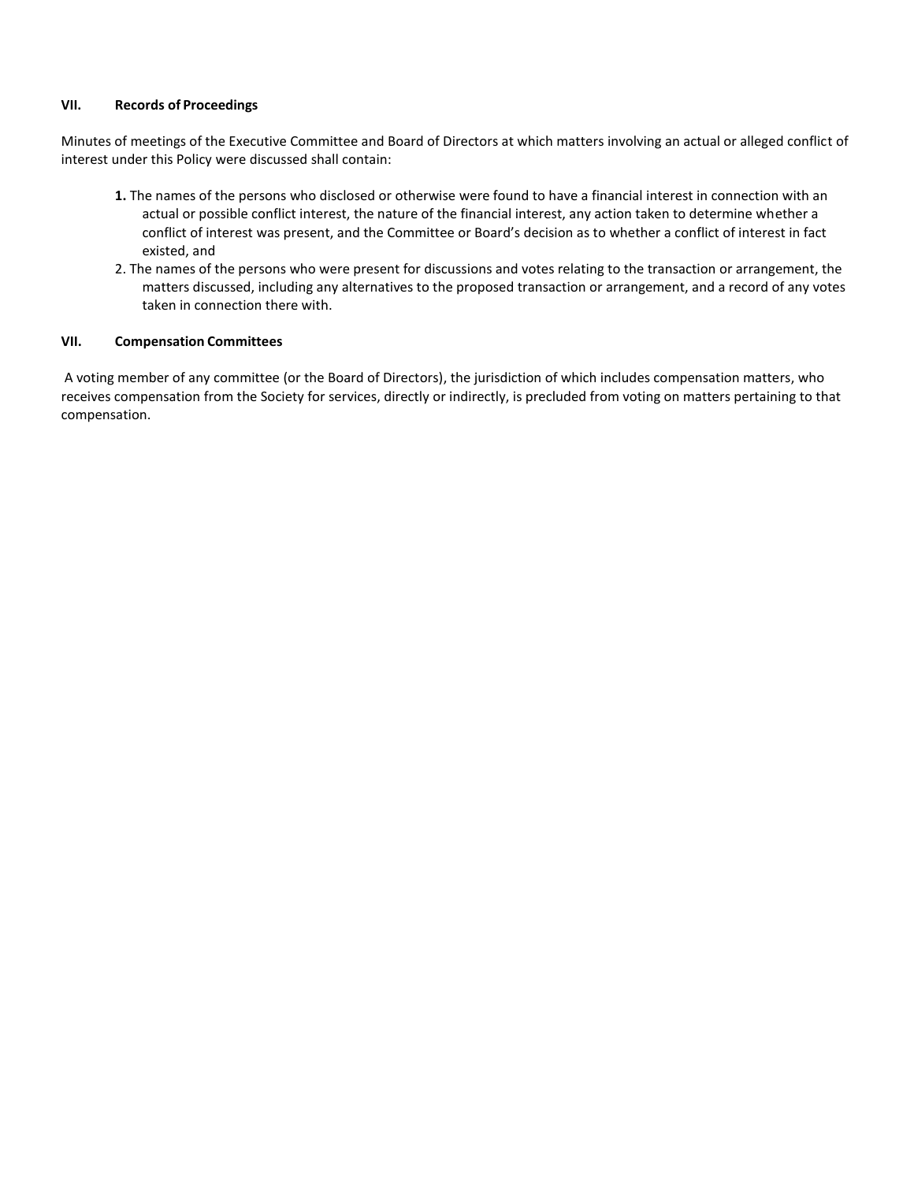### VII. Records of Proceedings

Minutes of meetings of the Executive Committee and Board of Directors at which matters involving an actual or alleged conflict of interest under this Policy were discussed shall contain:

1. The names of the persons who disclosed or otherwise were found to have a financial interest in connection with an actual or possible conflict interest, the nature of the financial interest, any action taken to determine whether a conflict of interest was present, and the Committee or Board's decision as to whether a conflict of interest in fact existed, and
2. The names of the persons who were present for discussions and votes relating to the transaction or arrangement, the matters discussed, including any alternatives to the proposed transaction or arrangement, and a record of any votes taken in connection there with.

### VII. Compensation Committees

A voting member of any committee (or the Board of Directors), the jurisdiction of which includes compensation matters, who receives compensation from the Society for services, directly or indirectly, is precluded from voting on matters pertaining to that compensation.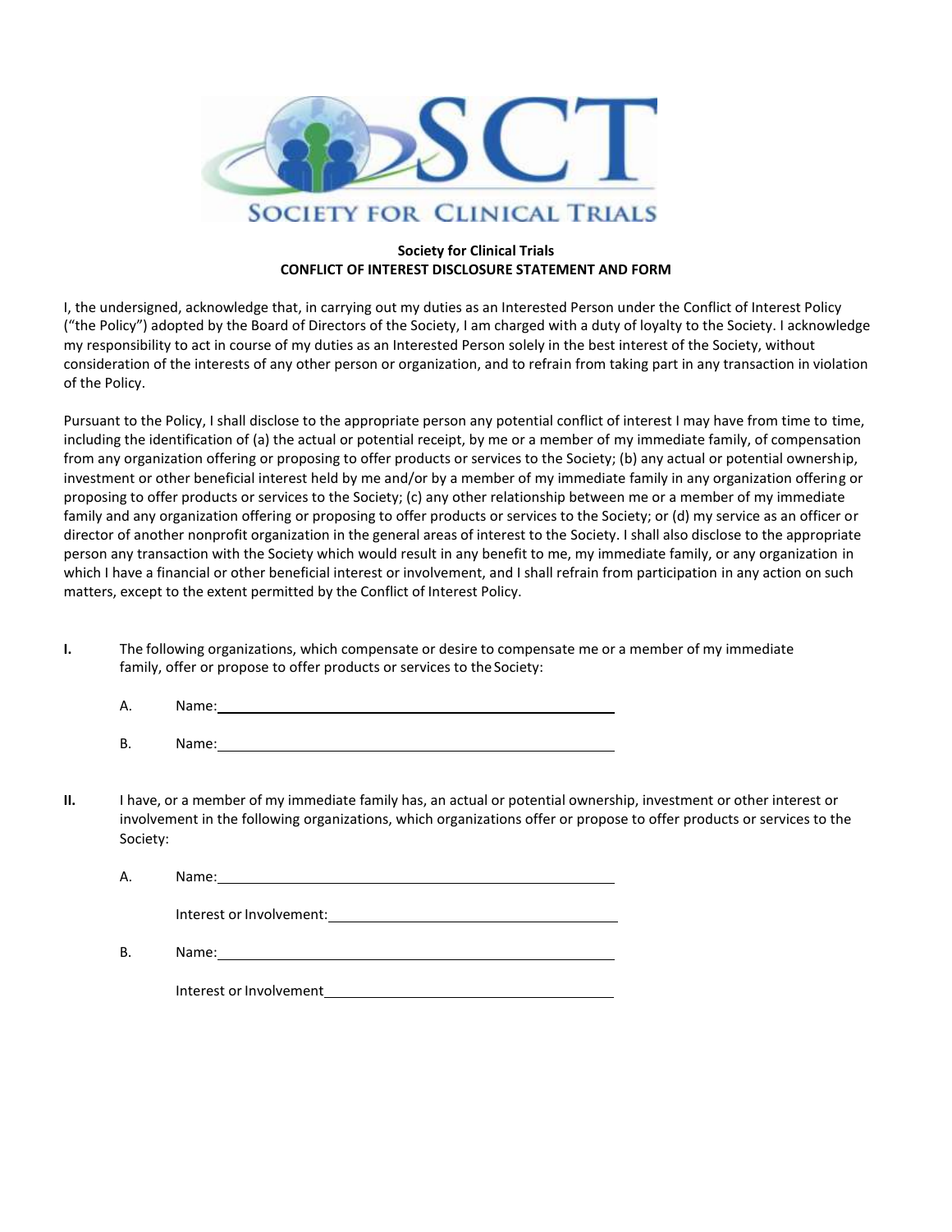**Society for Clinical Trials**
**CONFLICT OF INTEREST DISCLOSURE STATEMENT AND FORM**

I, the undersigned, acknowledge that, in carrying out my duties as an Interested Person under the Conflict of Interest Policy ("the Policy") adopted by the Board of Directors of the Society, I am charged with a duty of loyalty to the Society. I acknowledge my responsibility to act in course of my duties as an Interested Person solely in the best interest of the Society, without consideration of the interests of any other person or organization, and to refrain from taking part in any transaction in violation of the Policy.

Pursuant to the Policy, I shall disclose to the appropriate person any potential conflict of interest I may have from time to time, including the identification of (a) the actual or potential receipt, by me or a member of my immediate family, of compensation from any organization offering or proposing to offer products or services to the Society; (b) any actual or potential ownership, investment or other beneficial interest held by me and/or by a member of my immediate family in any organization offering or proposing to offer products or services to the Society; (c) any other relationship between me or a member of my immediate family and any organization offering or proposing to offer products or services to the Society; or (d) my service as an officer or director of another nonprofit organization in the general areas of interest to the Society. I shall also disclose to the appropriate person any transaction with the Society which would result in any benefit to me, my immediate family, or any organization in which I have a financial or other beneficial interest or involvement, and I shall refrain from participation in any action on such matters, except to the extent permitted by the Conflict of Interest Policy.

**I.** The following organizations, which compensate or desire to compensate me or a member of my immediate family, offer or propose to offer products or services to the Society:

A. Name: ______________________________________________

B. Name: ______________________________________________

**II.** I have, or a member of my immediate family has, an actual or potential ownership, investment or other interest or involvement in the following organizations, which organizations offer or propose to offer products or services to the Society:

A. Name: ______________________________________________

Interest or Involvement: ________________________________

B. Name: ______________________________________________

Interest or Involvement ________________________________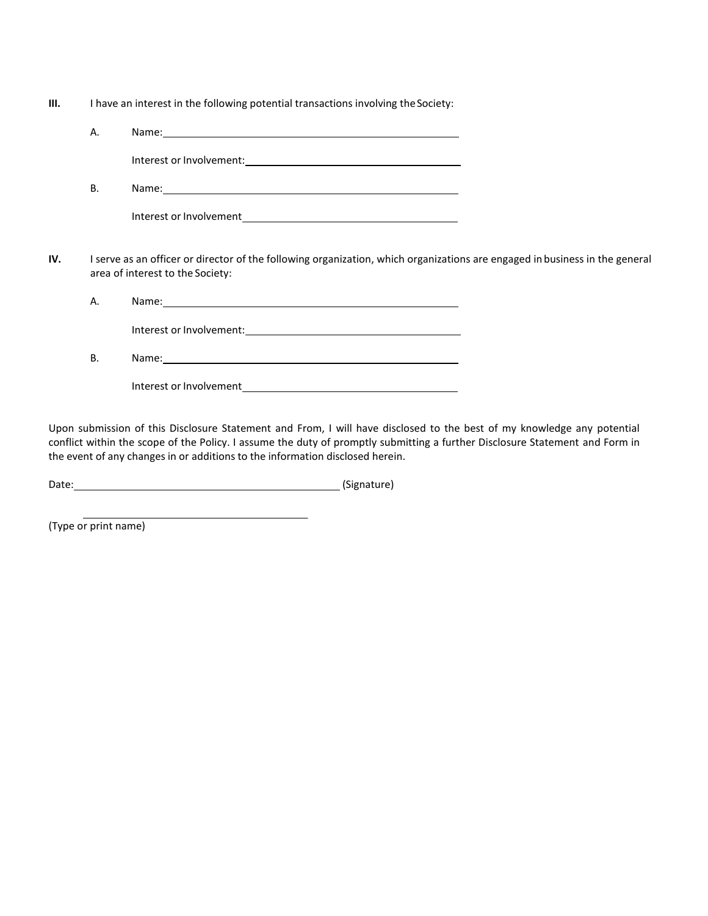**III.** I have an interest in the following potential transactions involving the Society:

A. Name: ______________________________

Interest or Involvement: ______________________________

B. Name: ______________________________

Interest or Involvement ______________________________

**IV.** I serve as an officer or director of the following organization, which organizations are engaged in business in the general area of interest to the Society:

A. Name: ______________________________

Interest or Involvement: ______________________________

B. Name: ______________________________

Interest or Involvement ______________________________

Upon submission of this Disclosure Statement and From, I will have disclosed to the best of my knowledge any potential conflict within the scope of the Policy. I assume the duty of promptly submitting a further Disclosure Statement and Form in the event of any changes in or additions to the information disclosed herein.

Date: ______________________________ (Signature)

______________________________

(Type or print name)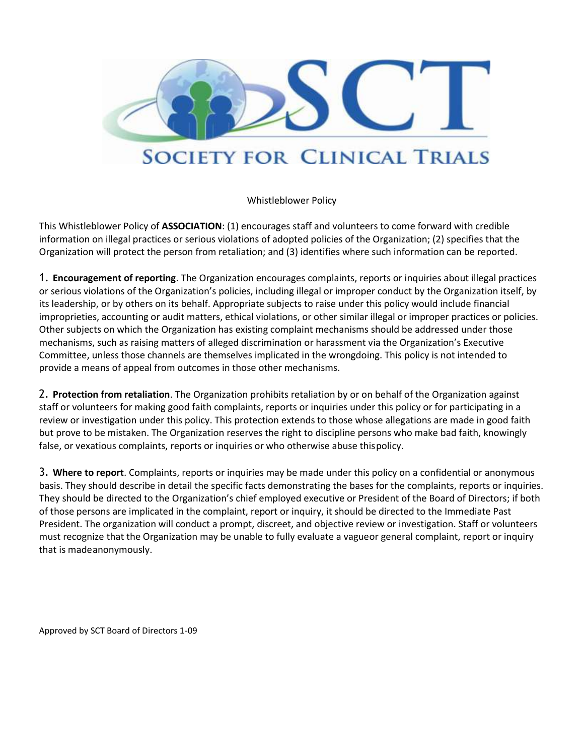# SOCIETY FOR CLINICAL TRIALS

Whistleblower Policy

This Whistleblower Policy of **ASSOCIATION**: (1) encourages staff and volunteers to come forward with credible information on illegal practices or serious violations of adopted policies of the Organization; (2) specifies that the Organization will protect the person from retaliation; and (3) identifies where such information can be reported.

1. **Encouragement of reporting**. The Organization encourages complaints, reports or inquiries about illegal practices or serious violations of the Organization's policies, including illegal or improper conduct by the Organization itself, by its leadership, or by others on its behalf. Appropriate subjects to raise under this policy would include financial improprieties, accounting or audit matters, ethical violations, or other similar illegal or improper practices or policies. Other subjects on which the Organization has existing complaint mechanisms should be addressed under those mechanisms, such as raising matters of alleged discrimination or harassment via the Organization's Executive Committee, unless those channels are themselves implicated in the wrongdoing. This policy is not intended to provide a means of appeal from outcomes in those other mechanisms.

2. **Protection from retaliation**. The Organization prohibits retaliation by or on behalf of the Organization against staff or volunteers for making good faith complaints, reports or inquiries under this policy or for participating in a review or investigation under this policy. This protection extends to those whose allegations are made in good faith but prove to be mistaken. The Organization reserves the right to discipline persons who make bad faith, knowingly false, or vexatious complaints, reports or inquiries or who otherwise abuse this policy.

3. **Where to report**. Complaints, reports or inquiries may be made under this policy on a confidential or anonymous basis. They should describe in detail the specific facts demonstrating the bases for the complaints, reports or inquiries. They should be directed to the Organization's chief employed executive or President of the Board of Directors; if both of those persons are implicated in the complaint, report or inquiry, it should be directed to the Immediate Past President. The organization will conduct a prompt, discreet, and objective review or investigation. Staff or volunteers must recognize that the Organization may be unable to fully evaluate a vague or general complaint, report or inquiry that is made anonymously.

Approved by SCT Board of Directors 1-09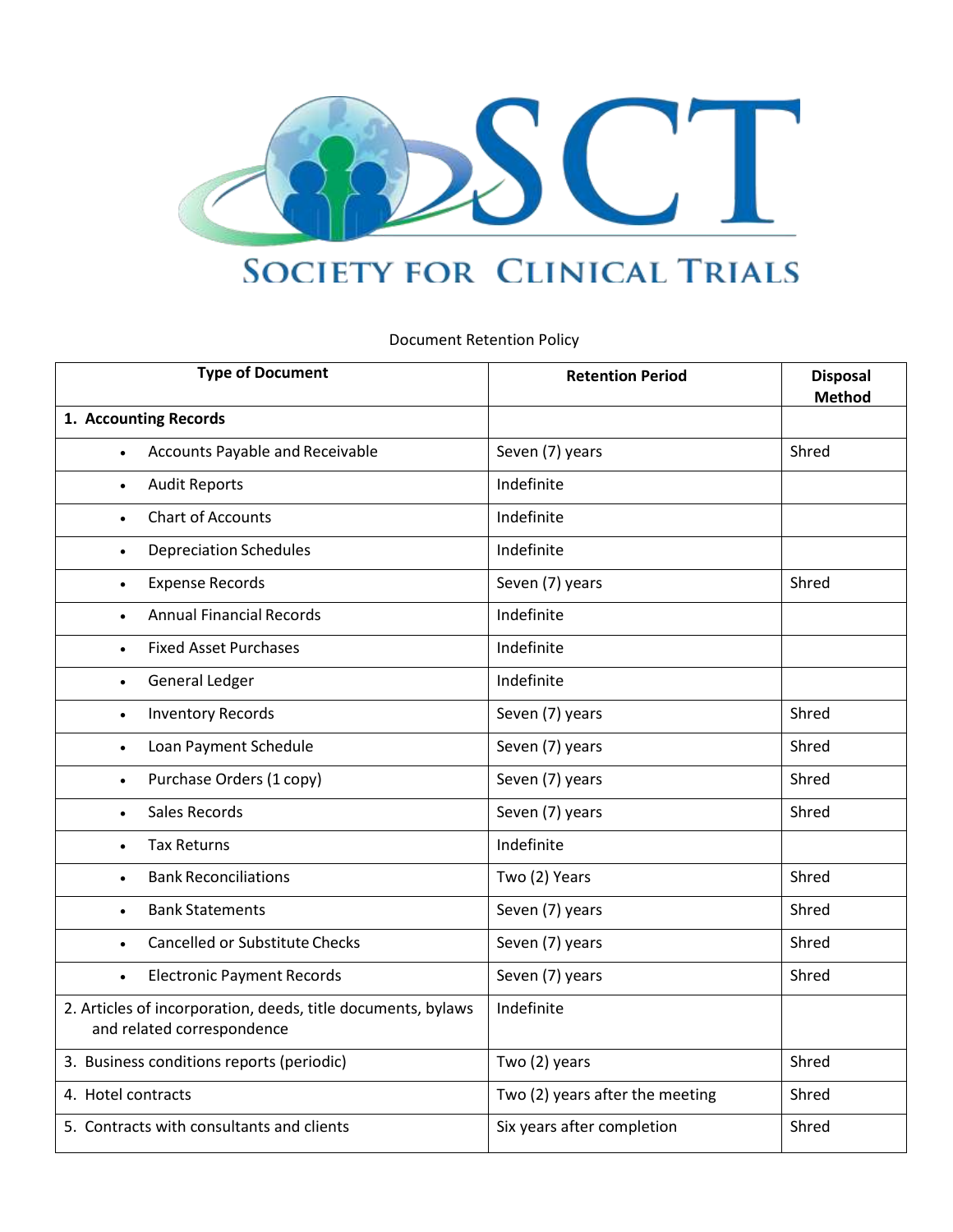# SOCIETY FOR CLINICAL TRIALS

Document Retention Policy

| Type of Document | Retention Period | Disposal Method |
|---|---|---|
| **1. Accounting Records** | | |
| • Accounts Payable and Receivable | Seven (7) years | Shred |
| • Audit Reports | Indefinite | |
| • Chart of Accounts | Indefinite | |
| • Depreciation Schedules | Indefinite | |
| • Expense Records | Seven (7) years | Shred |
| • Annual Financial Records | Indefinite | |
| • Fixed Asset Purchases | Indefinite | |
| • General Ledger | Indefinite | |
| • Inventory Records | Seven (7) years | Shred |
| • Loan Payment Schedule | Seven (7) years | Shred |
| • Purchase Orders (1 copy) | Seven (7) years | Shred |
| • Sales Records | Seven (7) years | Shred |
| • Tax Returns | Indefinite | |
| • Bank Reconciliations | Two (2) Years | Shred |
| • Bank Statements | Seven (7) years | Shred |
| • Cancelled or Substitute Checks | Seven (7) years | Shred |
| • Electronic Payment Records | Seven (7) years | Shred |
| 2. Articles of incorporation, deeds, title documents, bylaws and related correspondence | Indefinite | |
| 3. Business conditions reports (periodic) | Two (2) years | Shred |
| 4. Hotel contracts | Two (2) years after the meeting | Shred |
| 5. Contracts with consultants and clients | Six years after completion | Shred |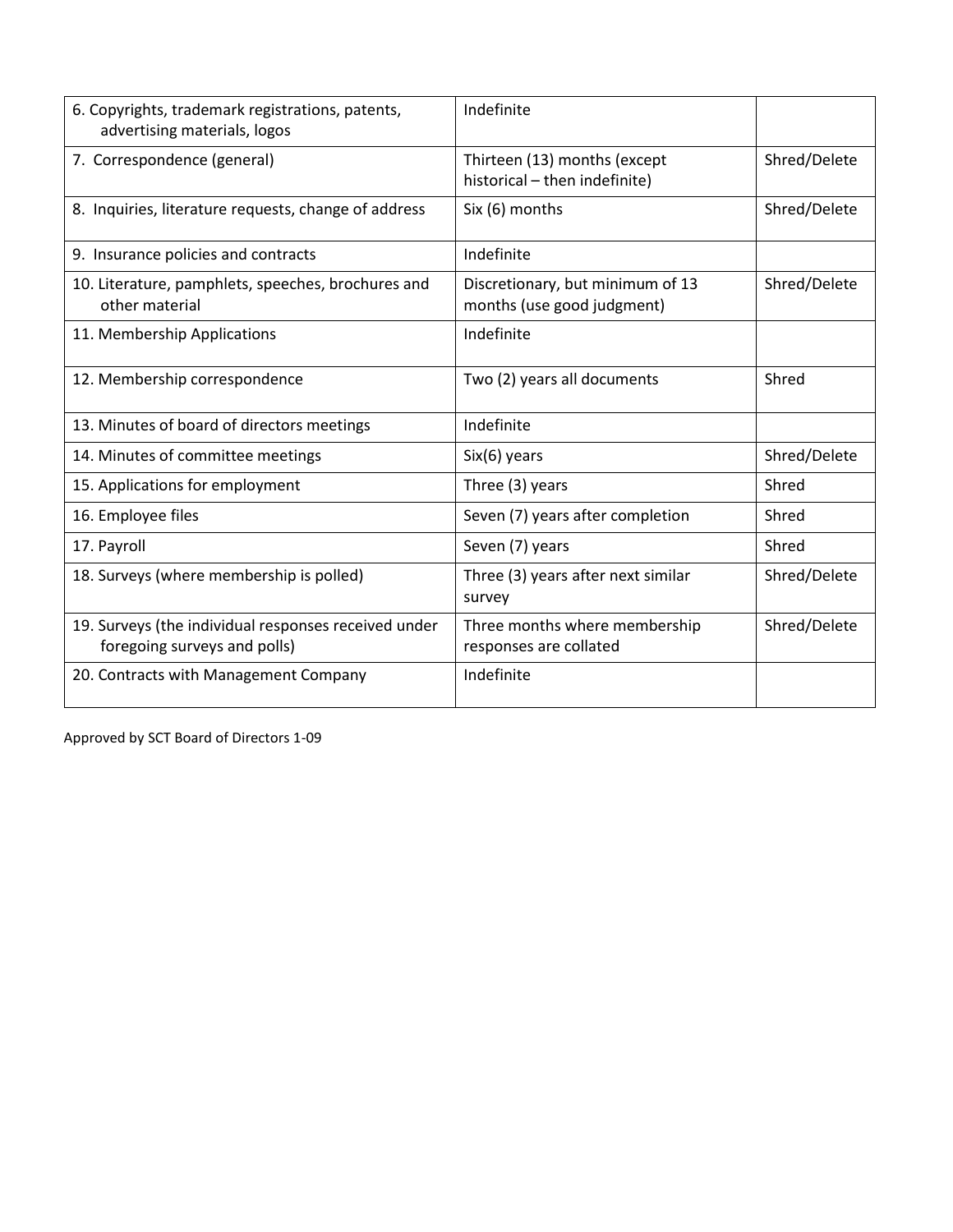| | | |
|---|---|---|
| 6. Copyrights, trademark registrations, patents, advertising materials, logos | Indefinite | |
| 7. Correspondence (general) | Thirteen (13) months (except historical – then indefinite) | Shred/Delete |
| 8. Inquiries, literature requests, change of address | Six (6) months | Shred/Delete |
| 9. Insurance policies and contracts | Indefinite | |
| 10. Literature, pamphlets, speeches, brochures and other material | Discretionary, but minimum of 13 months (use good judgment) | Shred/Delete |
| 11. Membership Applications | Indefinite | |
| 12. Membership correspondence | Two (2) years all documents | Shred |
| 13. Minutes of board of directors meetings | Indefinite | |
| 14. Minutes of committee meetings | Six(6) years | Shred/Delete |
| 15. Applications for employment | Three (3) years | Shred |
| 16. Employee files | Seven (7) years after completion | Shred |
| 17. Payroll | Seven (7) years | Shred |
| 18. Surveys (where membership is polled) | Three (3) years after next similar survey | Shred/Delete |
| 19. Surveys (the individual responses received under foregoing surveys and polls) | Three months where membership responses are collated | Shred/Delete |
| 20. Contracts with Management Company | Indefinite | |

Approved by SCT Board of Directors 1-09